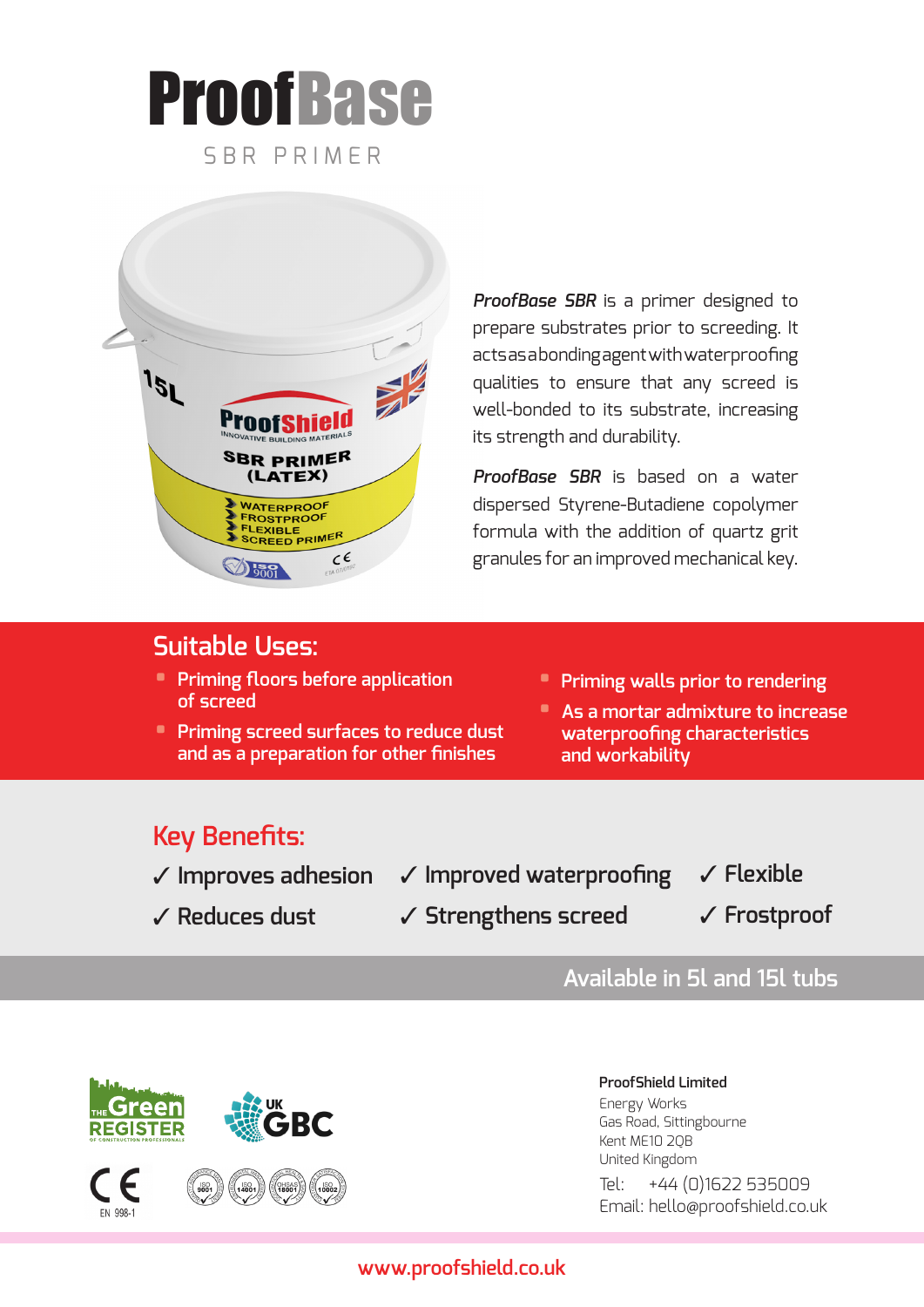# ProofBase

SBR PRIMER

***ProofBase SBR*** is a primer designed to prepare substrates prior to screeding. It acts as a bonding agent with waterproofing qualities to ensure that any screed is well-bonded to its substrate, increasing its strength and durability.

***ProofBase SBR*** is based on a water dispersed Styrene-Butadiene copolymer formula with the addition of quartz grit granules for an improved mechanical key.

## Suitable Uses:

- Priming floors before application of screed
- Priming screed surfaces to reduce dust and as a preparation for other finishes
- Priming walls prior to rendering
- As a mortar admixture to increase waterproofing characteristics and workability

## Key Benefits:

✓ Improves adhesion
✓ Improved waterproofing
✓ Flexible
✓ Reduces dust
✓ Strengthens screed
✓ Frostproof

Available in 5l and 15l tubs

**ProofShield Limited**
Energy Works
Gas Road, Sittingbourne
Kent ME10 2QB
United Kingdom

Tel: +44 (0)1622 535009
Email: hello@proofshield.co.uk

www.proofshield.co.uk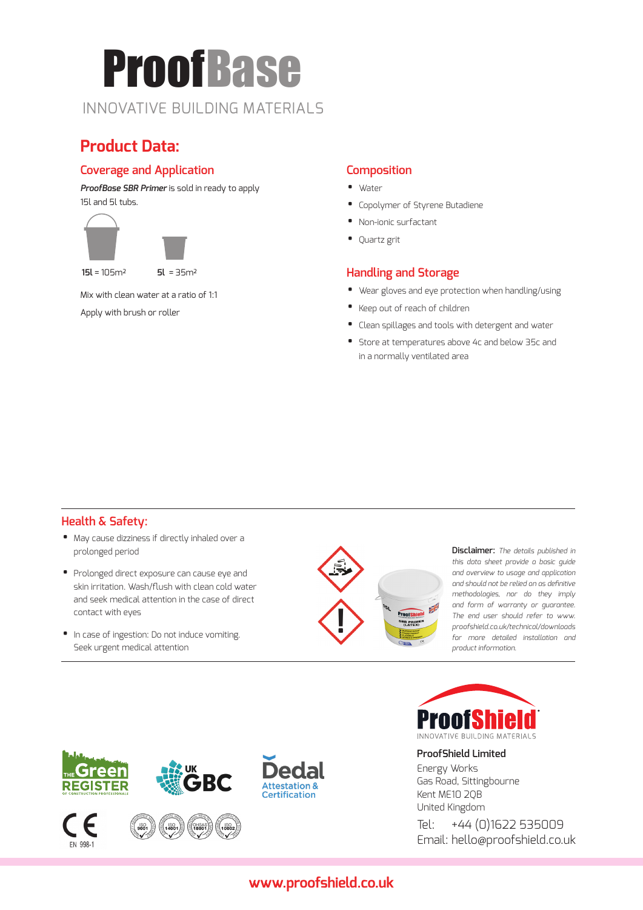# ProofBase

INNOVATIVE BUILDING MATERIALS

## Product Data:

### Coverage and Application

***ProofBase SBR Primer*** is sold in ready to apply 15l and 5l tubs.

15l = 105m²    5l = 35m²

Mix with clean water at a ratio of 1:1

Apply with brush or roller

### Composition

- Water
- Copolymer of Styrene Butadiene
- Non-ionic surfactant
- Quartz grit

### Handling and Storage

- Wear gloves and eye protection when handling/using
- Keep out of reach of children
- Clean spillages and tools with detergent and water
- Store at temperatures above 4c and below 35c and in a normally ventilated area

## Health & Safety:

- May cause dizziness if directly inhaled over a prolonged period
- Prolonged direct exposure can cause eye and skin irritation. Wash/flush with clean cold water and seek medical attention in the case of direct contact with eyes
- In case of ingestion: Do not induce vomiting. Seek urgent medical attention

**Disclaimer:** *The details published in this data sheet provide a basic guide and overview to usage and application and should not be relied on as definitive methodologies, nor do they imply and form of warranty or guarantee. The end user should refer to www.proofshield.co.uk/technical/downloads for more detailed installation and product information.*

**ProofShield Limited**
Energy Works
Gas Road, Sittingbourne
Kent ME10 2QB
United Kingdom

Tel: +44 (0)1622 535009
Email: hello@proofshield.co.uk

EN 998-1

www.proofshield.co.uk